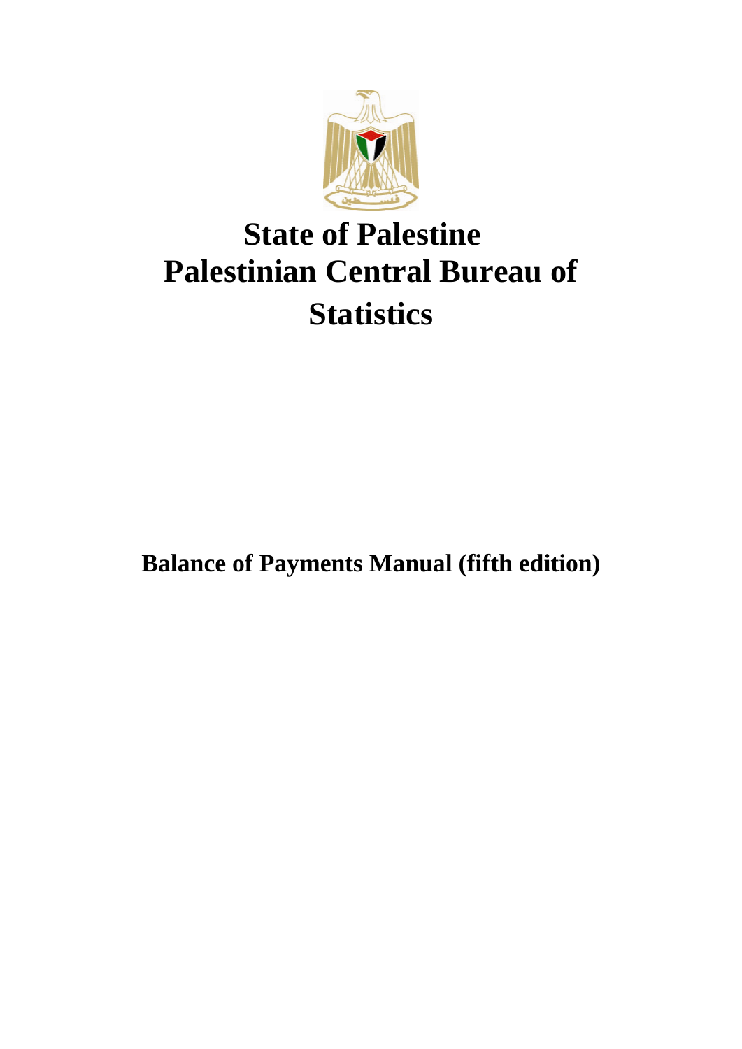# State of Palestine
# Palestinian Central Bureau of Statistics

## Balance of Payments Manual (fifth edition)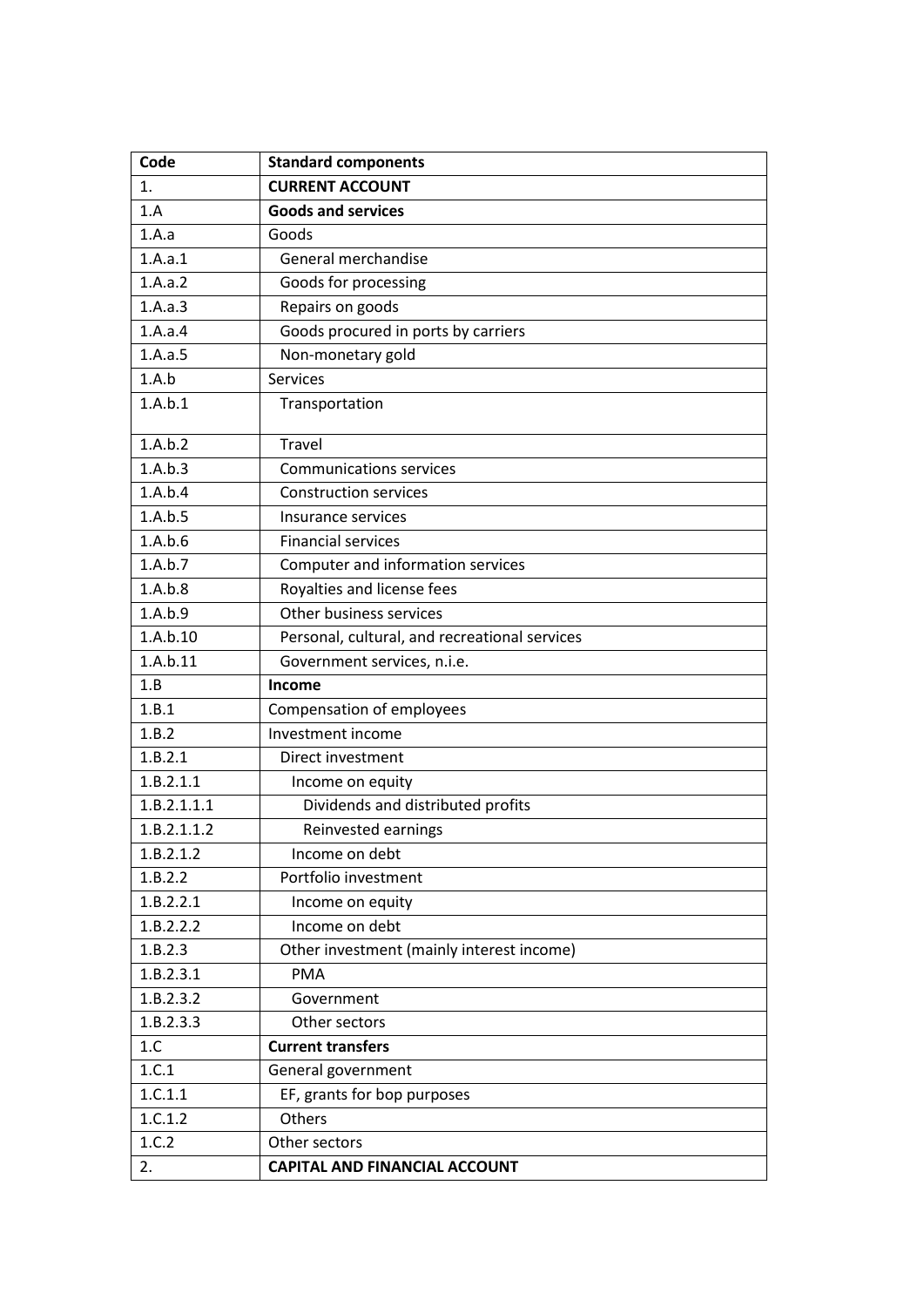| Code | Standard components |
|---|---|
| 1. | **CURRENT ACCOUNT** |
| 1.A | **Goods and services** |
| 1.A.a | Goods |
| 1.A.a.1 | General merchandise |
| 1.A.a.2 | Goods for processing |
| 1.A.a.3 | Repairs on goods |
| 1.A.a.4 | Goods procured in ports by carriers |
| 1.A.a.5 | Non-monetary gold |
| 1.A.b | Services |
| 1.A.b.1 | Transportation |
| 1.A.b.2 | Travel |
| 1.A.b.3 | Communications services |
| 1.A.b.4 | Construction services |
| 1.A.b.5 | Insurance services |
| 1.A.b.6 | Financial services |
| 1.A.b.7 | Computer and information services |
| 1.A.b.8 | Royalties and license fees |
| 1.A.b.9 | Other business services |
| 1.A.b.10 | Personal, cultural, and recreational services |
| 1.A.b.11 | Government services, n.i.e. |
| 1.B | **Income** |
| 1.B.1 | Compensation of employees |
| 1.B.2 | Investment income |
| 1.B.2.1 | Direct investment |
| 1.B.2.1.1 | Income on equity |
| 1.B.2.1.1.1 | Dividends and distributed profits |
| 1.B.2.1.1.2 | Reinvested earnings |
| 1.B.2.1.2 | Income on debt |
| 1.B.2.2 | Portfolio investment |
| 1.B.2.2.1 | Income on equity |
| 1.B.2.2.2 | Income on debt |
| 1.B.2.3 | Other investment (mainly interest income) |
| 1.B.2.3.1 | PMA |
| 1.B.2.3.2 | Government |
| 1.B.2.3.3 | Other sectors |
| 1.C | **Current transfers** |
| 1.C.1 | General government |
| 1.C.1.1 | EF, grants for bop purposes |
| 1.C.1.2 | Others |
| 1.C.2 | Other sectors |
| 2. | **CAPITAL AND FINANCIAL ACCOUNT** |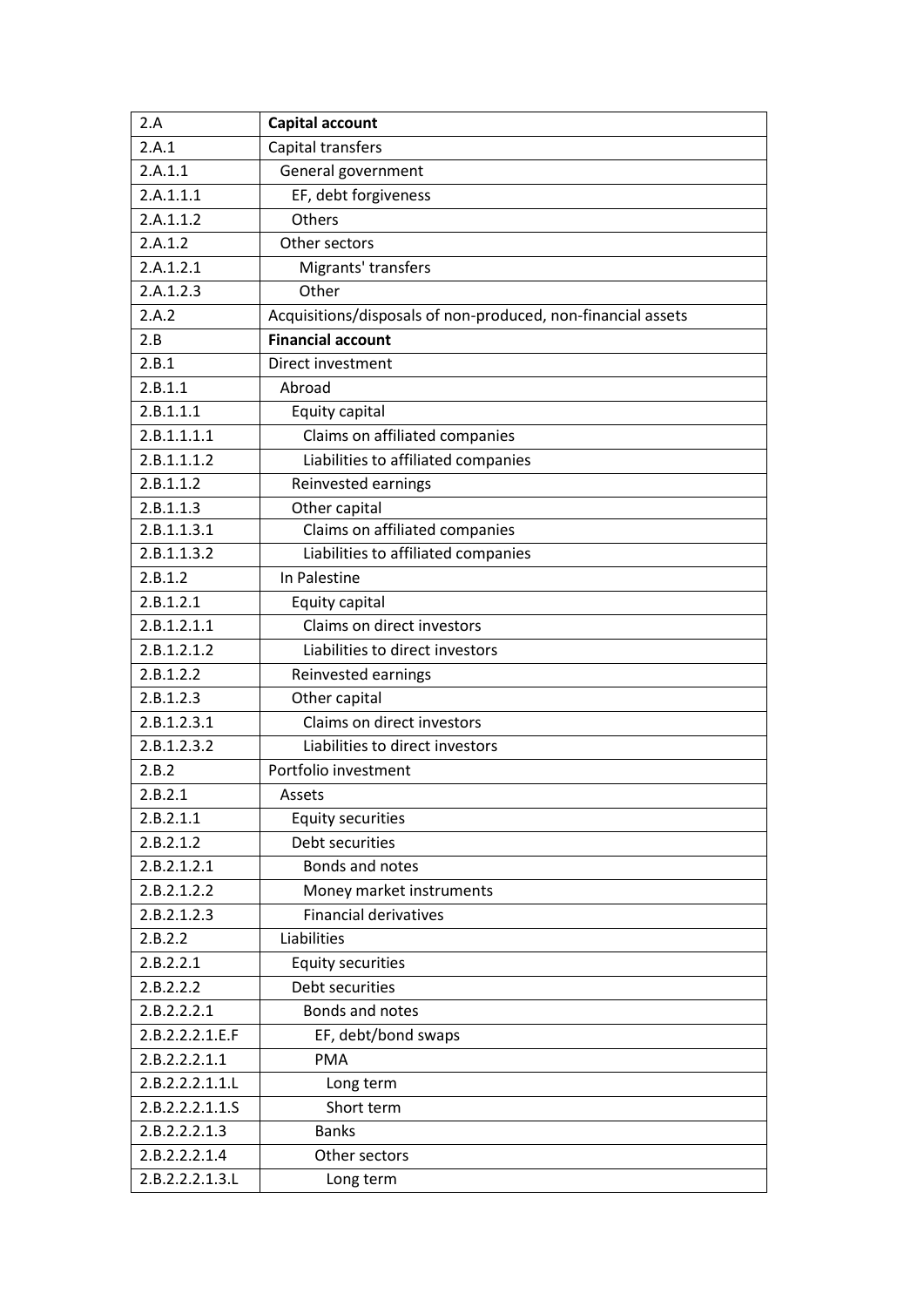| 2.A | **Capital account** |
|---|---|
| 2.A.1 | Capital transfers |
| 2.A.1.1 | General government |
| 2.A.1.1.1 | EF, debt forgiveness |
| 2.A.1.1.2 | Others |
| 2.A.1.2 | Other sectors |
| 2.A.1.2.1 | Migrants' transfers |
| 2.A.1.2.3 | Other |
| 2.A.2 | Acquisitions/disposals of non-produced, non-financial assets |
| 2.B | **Financial account** |
| 2.B.1 | Direct investment |
| 2.B.1.1 | Abroad |
| 2.B.1.1.1 | Equity capital |
| 2.B.1.1.1.1 | Claims on affiliated companies |
| 2.B.1.1.1.2 | Liabilities to affiliated companies |
| 2.B.1.1.2 | Reinvested earnings |
| 2.B.1.1.3 | Other capital |
| 2.B.1.1.3.1 | Claims on affiliated companies |
| 2.B.1.1.3.2 | Liabilities to affiliated companies |
| 2.B.1.2 | In Palestine |
| 2.B.1.2.1 | Equity capital |
| 2.B.1.2.1.1 | Claims on direct investors |
| 2.B.1.2.1.2 | Liabilities to direct investors |
| 2.B.1.2.2 | Reinvested earnings |
| 2.B.1.2.3 | Other capital |
| 2.B.1.2.3.1 | Claims on direct investors |
| 2.B.1.2.3.2 | Liabilities to direct investors |
| 2.B.2 | Portfolio investment |
| 2.B.2.1 | Assets |
| 2.B.2.1.1 | Equity securities |
| 2.B.2.1.2 | Debt securities |
| 2.B.2.1.2.1 | Bonds and notes |
| 2.B.2.1.2.2 | Money market instruments |
| 2.B.2.1.2.3 | Financial derivatives |
| 2.B.2.2 | Liabilities |
| 2.B.2.2.1 | Equity securities |
| 2.B.2.2.2 | Debt securities |
| 2.B.2.2.2.1 | Bonds and notes |
| 2.B.2.2.2.1.E.F | EF, debt/bond swaps |
| 2.B.2.2.2.1.1 | PMA |
| 2.B.2.2.2.1.1.L | Long term |
| 2.B.2.2.2.1.1.S | Short term |
| 2.B.2.2.2.1.3 | Banks |
| 2.B.2.2.2.1.4 | Other sectors |
| 2.B.2.2.2.1.3.L | Long term |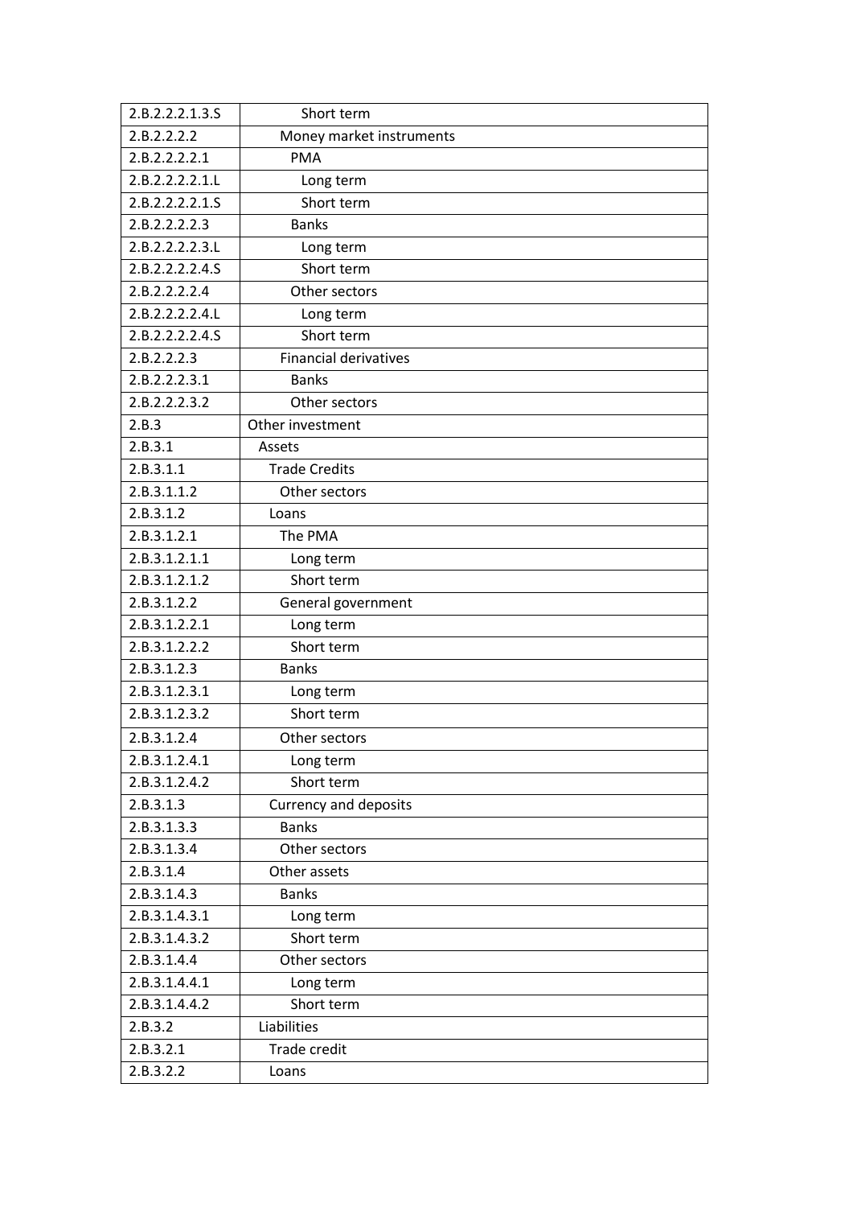| 2.B.2.2.2.1.3.S | Short term |
|---|---|
| 2.B.2.2.2.2 | Money market instruments |
| 2.B.2.2.2.2.1 | PMA |
| 2.B.2.2.2.2.1.L | Long term |
| 2.B.2.2.2.2.1.S | Short term |
| 2.B.2.2.2.2.3 | Banks |
| 2.B.2.2.2.2.3.L | Long term |
| 2.B.2.2.2.2.4.S | Short term |
| 2.B.2.2.2.2.4 | Other sectors |
| 2.B.2.2.2.2.4.L | Long term |
| 2.B.2.2.2.2.4.S | Short term |
| 2.B.2.2.2.3 | Financial derivatives |
| 2.B.2.2.2.3.1 | Banks |
| 2.B.2.2.2.3.2 | Other sectors |
| 2.B.3 | Other investment |
| 2.B.3.1 | Assets |
| 2.B.3.1.1 | Trade Credits |
| 2.B.3.1.1.2 | Other sectors |
| 2.B.3.1.2 | Loans |
| 2.B.3.1.2.1 | The PMA |
| 2.B.3.1.2.1.1 | Long term |
| 2.B.3.1.2.1.2 | Short term |
| 2.B.3.1.2.2 | General government |
| 2.B.3.1.2.2.1 | Long term |
| 2.B.3.1.2.2.2 | Short term |
| 2.B.3.1.2.3 | Banks |
| 2.B.3.1.2.3.1 | Long term |
| 2.B.3.1.2.3.2 | Short term |
| 2.B.3.1.2.4 | Other sectors |
| 2.B.3.1.2.4.1 | Long term |
| 2.B.3.1.2.4.2 | Short term |
| 2.B.3.1.3 | Currency and deposits |
| 2.B.3.1.3.3 | Banks |
| 2.B.3.1.3.4 | Other sectors |
| 2.B.3.1.4 | Other assets |
| 2.B.3.1.4.3 | Banks |
| 2.B.3.1.4.3.1 | Long term |
| 2.B.3.1.4.3.2 | Short term |
| 2.B.3.1.4.4 | Other sectors |
| 2.B.3.1.4.4.1 | Long term |
| 2.B.3.1.4.4.2 | Short term |
| 2.B.3.2 | Liabilities |
| 2.B.3.2.1 | Trade credit |
| 2.B.3.2.2 | Loans |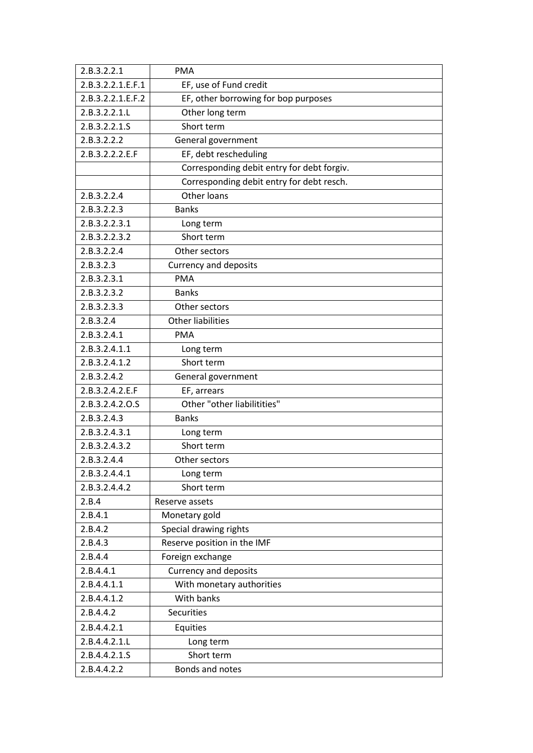| | |
|---|---|
| 2.B.3.2.2.1 | PMA |
| 2.B.3.2.2.1.E.F.1 | EF, use of Fund credit |
| 2.B.3.2.2.1.E.F.2 | EF, other borrowing for bop purposes |
| 2.B.3.2.2.1.L | Other long term |
| 2.B.3.2.2.1.S | Short term |
| 2.B.3.2.2.2 | General government |
| 2.B.3.2.2.2.E.F | EF, debt rescheduling |
| | Corresponding debit entry for debt forgiv. |
| | Corresponding debit entry for debt resch. |
| 2.B.3.2.2.4 | Other loans |
| 2.B.3.2.2.3 | Banks |
| 2.B.3.2.2.3.1 | Long term |
| 2.B.3.2.2.3.2 | Short term |
| 2.B.3.2.2.4 | Other sectors |
| 2.B.3.2.3 | Currency and deposits |
| 2.B.3.2.3.1 | PMA |
| 2.B.3.2.3.2 | Banks |
| 2.B.3.2.3.3 | Other sectors |
| 2.B.3.2.4 | Other liabilities |
| 2.B.3.2.4.1 | PMA |
| 2.B.3.2.4.1.1 | Long term |
| 2.B.3.2.4.1.2 | Short term |
| 2.B.3.2.4.2 | General government |
| 2.B.3.2.4.2.E.F | EF, arrears |
| 2.B.3.2.4.2.O.S | Other "other liabilitities" |
| 2.B.3.2.4.3 | Banks |
| 2.B.3.2.4.3.1 | Long term |
| 2.B.3.2.4.3.2 | Short term |
| 2.B.3.2.4.4 | Other sectors |
| 2.B.3.2.4.4.1 | Long term |
| 2.B.3.2.4.4.2 | Short term |
| 2.B.4 | Reserve assets |
| 2.B.4.1 | Monetary gold |
| 2.B.4.2 | Special drawing rights |
| 2.B.4.3 | Reserve position in the IMF |
| 2.B.4.4 | Foreign exchange |
| 2.B.4.4.1 | Currency and deposits |
| 2.B.4.4.1.1 | With monetary authorities |
| 2.B.4.4.1.2 | With banks |
| 2.B.4.4.2 | Securities |
| 2.B.4.4.2.1 | Equities |
| 2.B.4.4.2.1.L | Long term |
| 2.B.4.4.2.1.S | Short term |
| 2.B.4.4.2.2 | Bonds and notes |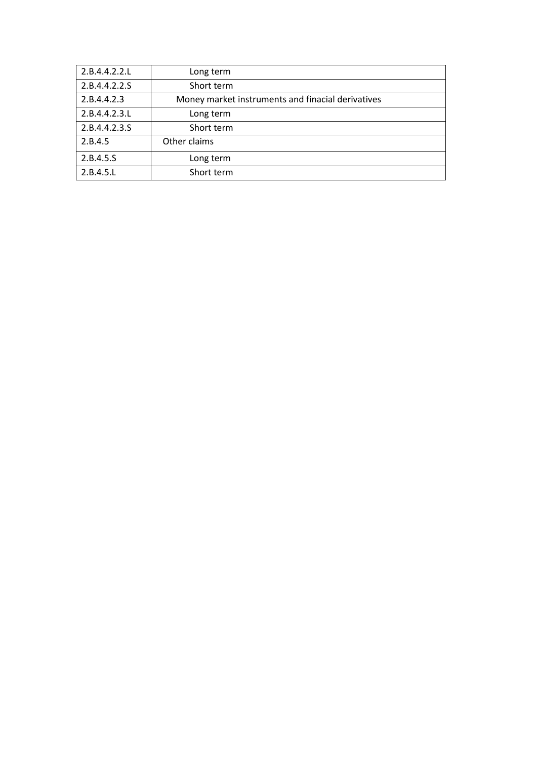| | |
|---|---|
| 2.B.4.4.2.2.L | Long term |
| 2.B.4.4.2.2.S | Short term |
| 2.B.4.4.2.3 | Money market instruments and finacial derivatives |
| 2.B.4.4.2.3.L | Long term |
| 2.B.4.4.2.3.S | Short term |
| 2.B.4.5 | Other claims |
| 2.B.4.5.S | Long term |
| 2.B.4.5.L | Short term |